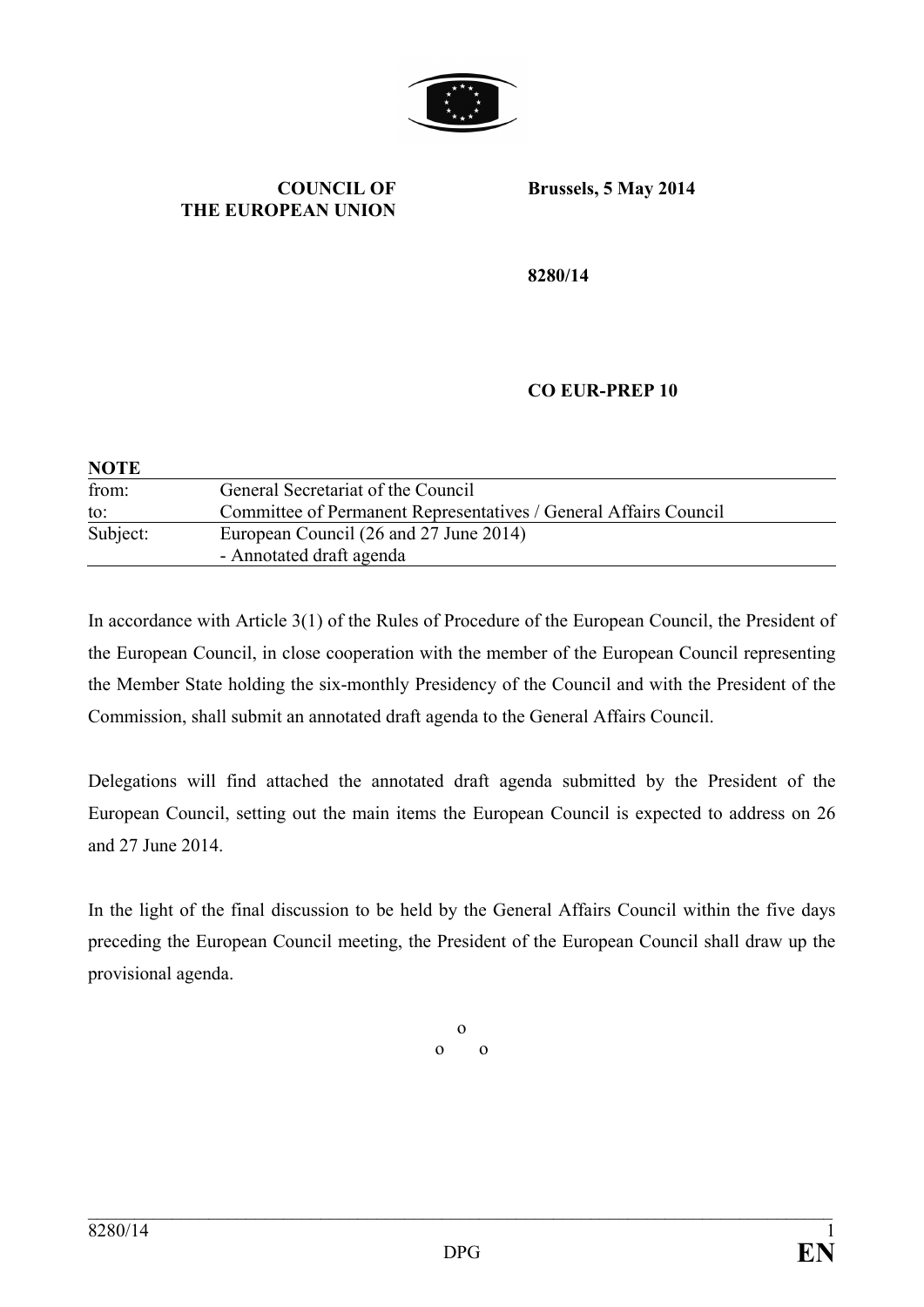**COUNCIL OF THE EUROPEAN UNION**

**Brussels, 5 May 2014**

**8280/14**

**CO EUR-PREP 10**

**NOTE**

| | |
|---|---|
| from: | General Secretariat of the Council |
| to: | Committee of Permanent Representatives / General Affairs Council |
| Subject: | European Council (26 and 27 June 2014)<br>- Annotated draft agenda |

In accordance with Article 3(1) of the Rules of Procedure of the European Council, the President of the European Council, in close cooperation with the member of the European Council representing the Member State holding the six-monthly Presidency of the Council and with the President of the Commission, shall submit an annotated draft agenda to the General Affairs Council.

Delegations will find attached the annotated draft agenda submitted by the President of the European Council, setting out the main items the European Council is expected to address on 26 and 27 June 2014.

In the light of the final discussion to be held by the General Affairs Council within the five days preceding the European Council meeting, the President of the European Council shall draw up the provisional agenda.

o
o o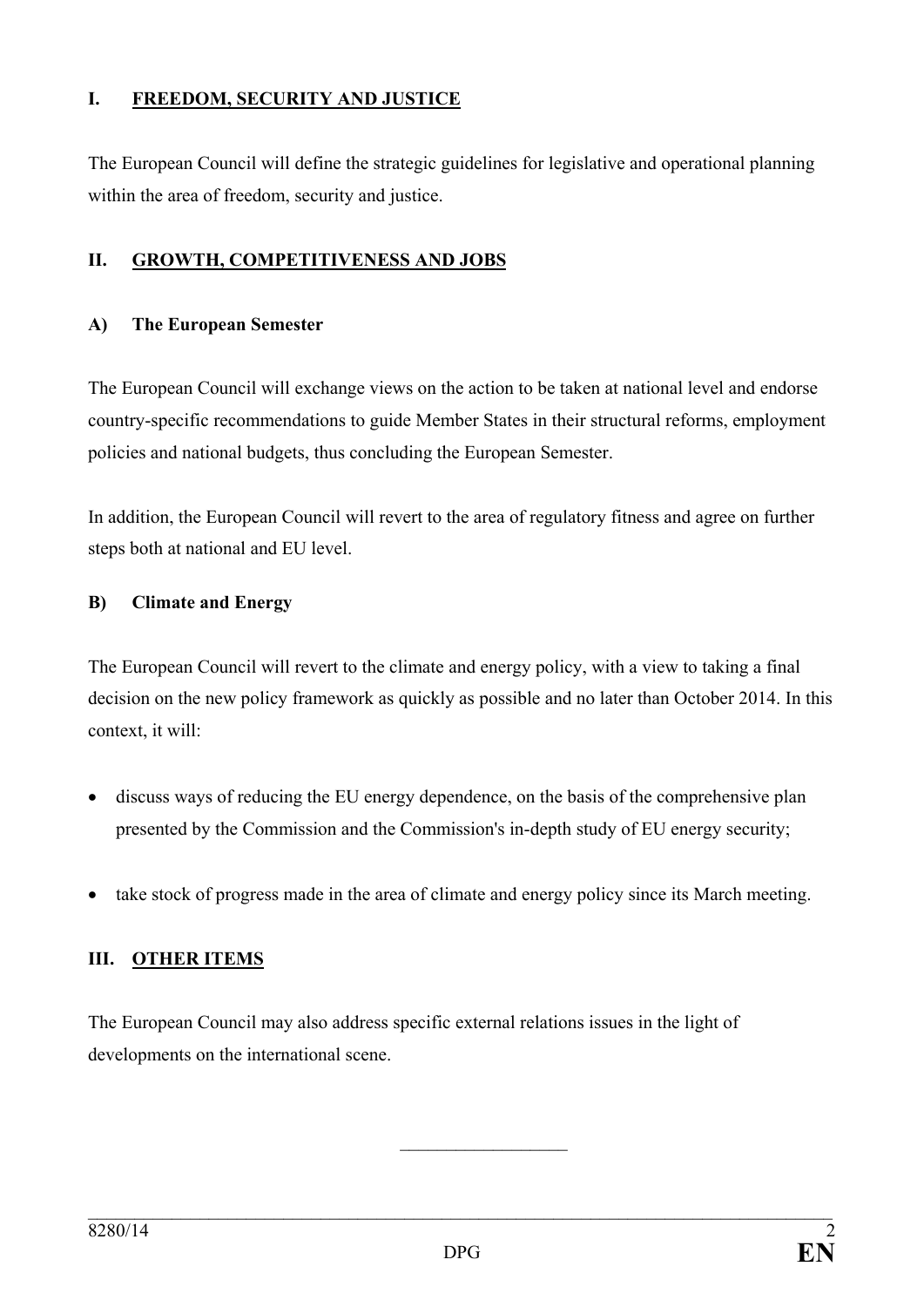## I. FREEDOM, SECURITY AND JUSTICE

The European Council will define the strategic guidelines for legislative and operational planning within the area of freedom, security and justice.

## II. GROWTH, COMPETITIVENESS AND JOBS

### A) The European Semester

The European Council will exchange views on the action to be taken at national level and endorse country-specific recommendations to guide Member States in their structural reforms, employment policies and national budgets, thus concluding the European Semester.

In addition, the European Council will revert to the area of regulatory fitness and agree on further steps both at national and EU level.

### B) Climate and Energy

The European Council will revert to the climate and energy policy, with a view to taking a final decision on the new policy framework as quickly as possible and no later than October 2014. In this context, it will:

- discuss ways of reducing the EU energy dependence, on the basis of the comprehensive plan presented by the Commission and the Commission's in-depth study of EU energy security;
- take stock of progress made in the area of climate and energy policy since its March meeting.

## III. OTHER ITEMS

The European Council may also address specific external relations issues in the light of developments on the international scene.